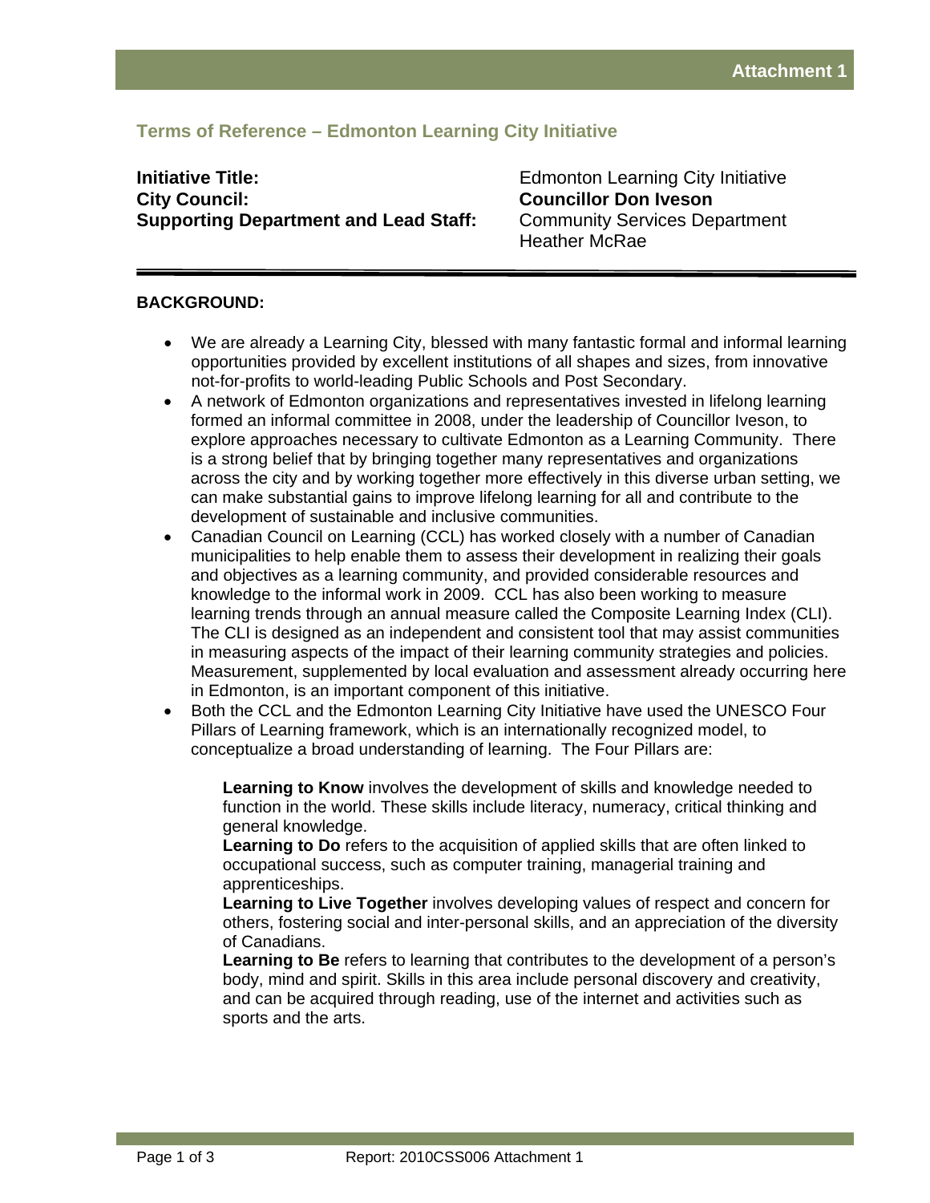Attachment 1

## Terms of Reference – Edmonton Learning City Initiative

**Initiative Title:** Edmonton Learning City Initiative
**City Council:** **Councillor Don Iveson**
**Supporting Department and Lead Staff:** Community Services Department
Heather McRae

---

**BACKGROUND:**

- We are already a Learning City, blessed with many fantastic formal and informal learning opportunities provided by excellent institutions of all shapes and sizes, from innovative not-for-profits to world-leading Public Schools and Post Secondary.
- A network of Edmonton organizations and representatives invested in lifelong learning formed an informal committee in 2008, under the leadership of Councillor Iveson, to explore approaches necessary to cultivate Edmonton as a Learning Community. There is a strong belief that by bringing together many representatives and organizations across the city and by working together more effectively in this diverse urban setting, we can make substantial gains to improve lifelong learning for all and contribute to the development of sustainable and inclusive communities.
- Canadian Council on Learning (CCL) has worked closely with a number of Canadian municipalities to help enable them to assess their development in realizing their goals and objectives as a learning community, and provided considerable resources and knowledge to the informal work in 2009. CCL has also been working to measure learning trends through an annual measure called the Composite Learning Index (CLI). The CLI is designed as an independent and consistent tool that may assist communities in measuring aspects of the impact of their learning community strategies and policies. Measurement, supplemented by local evaluation and assessment already occurring here in Edmonton, is an important component of this initiative.
- Both the CCL and the Edmonton Learning City Initiative have used the UNESCO Four Pillars of Learning framework, which is an internationally recognized model, to conceptualize a broad understanding of learning. The Four Pillars are:

  **Learning to Know** involves the development of skills and knowledge needed to function in the world. These skills include literacy, numeracy, critical thinking and general knowledge.
  **Learning to Do** refers to the acquisition of applied skills that are often linked to occupational success, such as computer training, managerial training and apprenticeships.
  **Learning to Live Together** involves developing values of respect and concern for others, fostering social and inter-personal skills, and an appreciation of the diversity of Canadians.
  **Learning to Be** refers to learning that contributes to the development of a person's body, mind and spirit. Skills in this area include personal discovery and creativity, and can be acquired through reading, use of the internet and activities such as sports and the arts.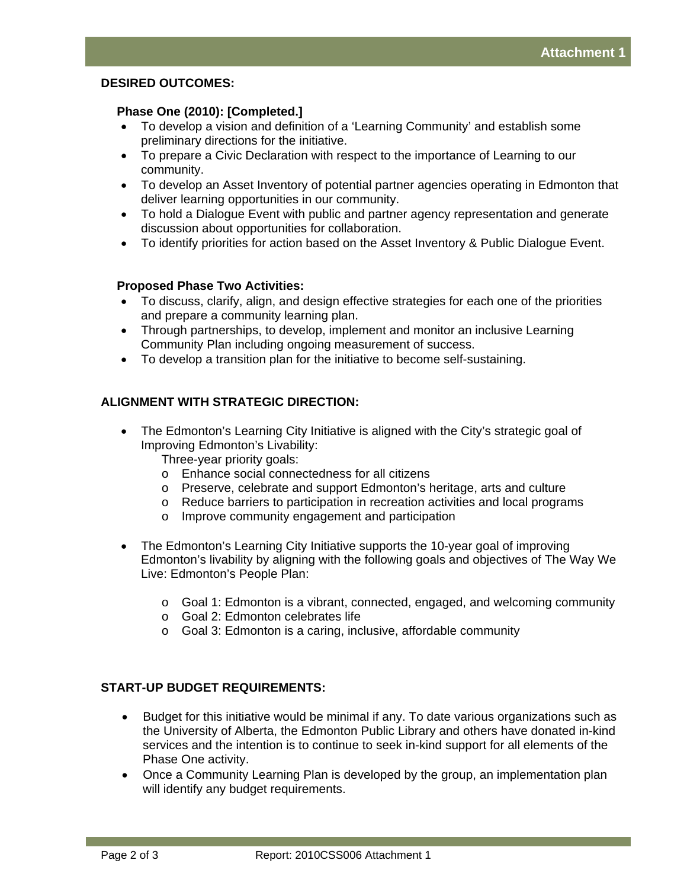## DESIRED OUTCOMES:

### Phase One (2010): [Completed.]

- To develop a vision and definition of a 'Learning Community' and establish some preliminary directions for the initiative.
- To prepare a Civic Declaration with respect to the importance of Learning to our community.
- To develop an Asset Inventory of potential partner agencies operating in Edmonton that deliver learning opportunities in our community.
- To hold a Dialogue Event with public and partner agency representation and generate discussion about opportunities for collaboration.
- To identify priorities for action based on the Asset Inventory & Public Dialogue Event.

### Proposed Phase Two Activities:

- To discuss, clarify, align, and design effective strategies for each one of the priorities and prepare a community learning plan.
- Through partnerships, to develop, implement and monitor an inclusive Learning Community Plan including ongoing measurement of success.
- To develop a transition plan for the initiative to become self-sustaining.

## ALIGNMENT WITH STRATEGIC DIRECTION:

- The Edmonton's Learning City Initiative is aligned with the City's strategic goal of Improving Edmonton's Livability:

  Three-year priority goals:
  - Enhance social connectedness for all citizens
  - Preserve, celebrate and support Edmonton's heritage, arts and culture
  - Reduce barriers to participation in recreation activities and local programs
  - Improve community engagement and participation

- The Edmonton's Learning City Initiative supports the 10-year goal of improving Edmonton's livability by aligning with the following goals and objectives of The Way We Live: Edmonton's People Plan:

  - Goal 1: Edmonton is a vibrant, connected, engaged, and welcoming community
  - Goal 2: Edmonton celebrates life
  - Goal 3: Edmonton is a caring, inclusive, affordable community

## START-UP BUDGET REQUIREMENTS:

- Budget for this initiative would be minimal if any. To date various organizations such as the University of Alberta, the Edmonton Public Library and others have donated in-kind services and the intention is to continue to seek in-kind support for all elements of the Phase One activity.
- Once a Community Learning Plan is developed by the group, an implementation plan will identify any budget requirements.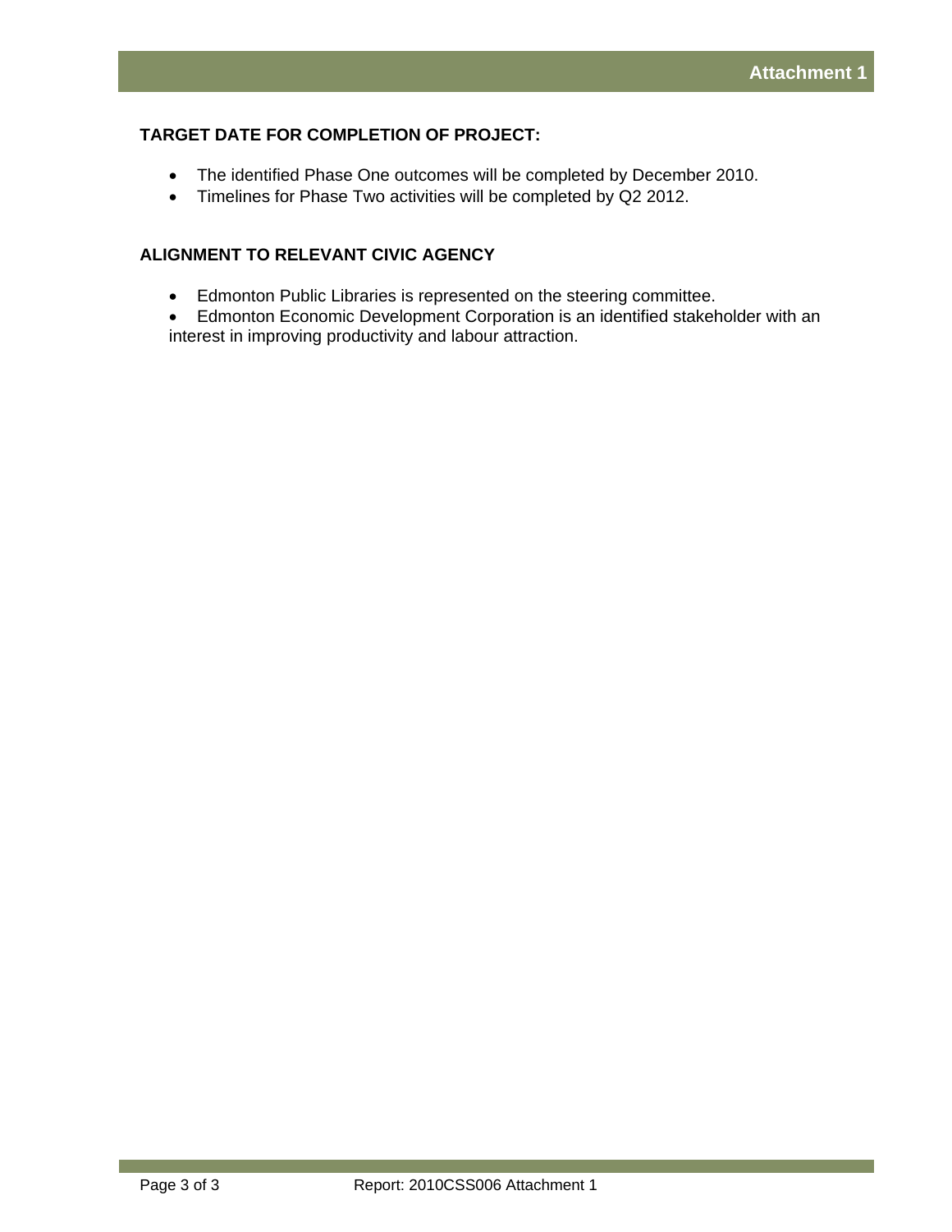**TARGET DATE FOR COMPLETION OF PROJECT:**

- The identified Phase One outcomes will be completed by December 2010.
- Timelines for Phase Two activities will be completed by Q2 2012.

**ALIGNMENT TO RELEVANT CIVIC AGENCY**

- Edmonton Public Libraries is represented on the steering committee.
- Edmonton Economic Development Corporation is an identified stakeholder with an interest in improving productivity and labour attraction.